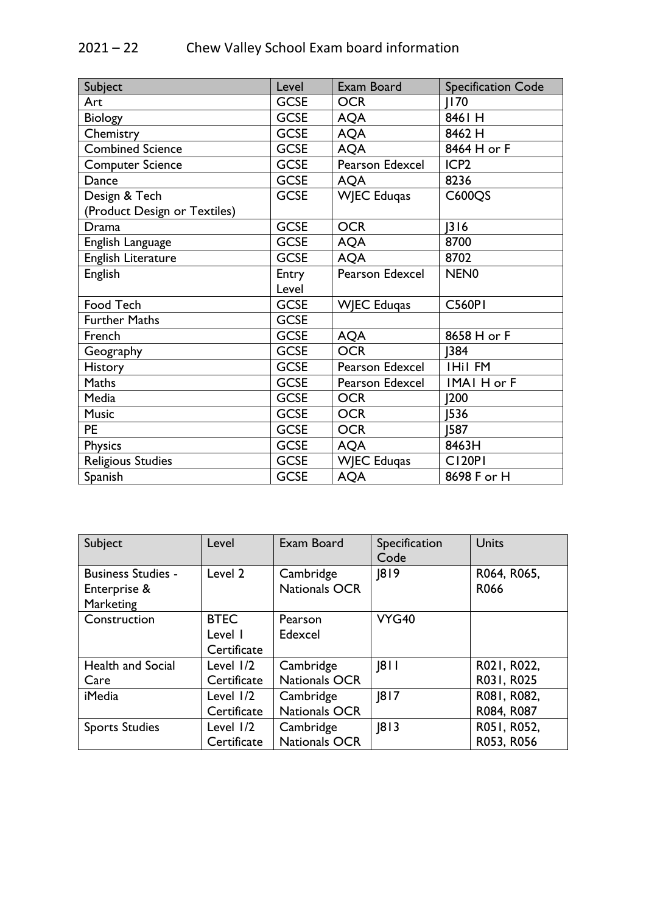# 2021 – 22 Chew Valley School Exam board information

| Subject | Level | Exam Board | Specification Code |
|---|---|---|---|
| Art | GCSE | OCR | J170 |
| Biology | GCSE | AQA | 8461 H |
| Chemistry | GCSE | AQA | 8462 H |
| Combined Science | GCSE | AQA | 8464 H or F |
| Computer Science | GCSE | Pearson Edexcel | ICP2 |
| Dance | GCSE | AQA | 8236 |
| Design & Tech (Product Design or Textiles) | GCSE | WJEC Eduqas | C600QS |
| Drama | GCSE | OCR | J316 |
| English Language | GCSE | AQA | 8700 |
| English Literature | GCSE | AQA | 8702 |
| English | Entry Level | Pearson Edexcel | NEN0 |
| Food Tech | GCSE | WJEC Eduqas | C560P1 |
| Further Maths | GCSE | | |
| French | GCSE | AQA | 8658 H or F |
| Geography | GCSE | OCR | J384 |
| History | GCSE | Pearson Edexcel | 1Hi1 FM |
| Maths | GCSE | Pearson Edexcel | 1MA1 H or F |
| Media | GCSE | OCR | J200 |
| Music | GCSE | OCR | J536 |
| PE | GCSE | OCR | J587 |
| Physics | GCSE | AQA | 8463H |
| Religious Studies | GCSE | WJEC Eduqas | C120P1 |
| Spanish | GCSE | AQA | 8698 F or H |

| Subject | Level | Exam Board | Specification Code | Units |
|---|---|---|---|---|
| Business Studies - Enterprise & Marketing | Level 2 | Cambridge Nationals OCR | J819 | R064, R065, R066 |
| Construction | BTEC Level 1 Certificate | Pearson Edexcel | VYG40 | |
| Health and Social Care | Level 1/2 Certificate | Cambridge Nationals OCR | J811 | R021, R022, R031, R025 |
| iMedia | Level 1/2 Certificate | Cambridge Nationals OCR | J817 | R081, R082, R084, R087 |
| Sports Studies | Level 1/2 Certificate | Cambridge Nationals OCR | J813 | R051, R052, R053, R056 |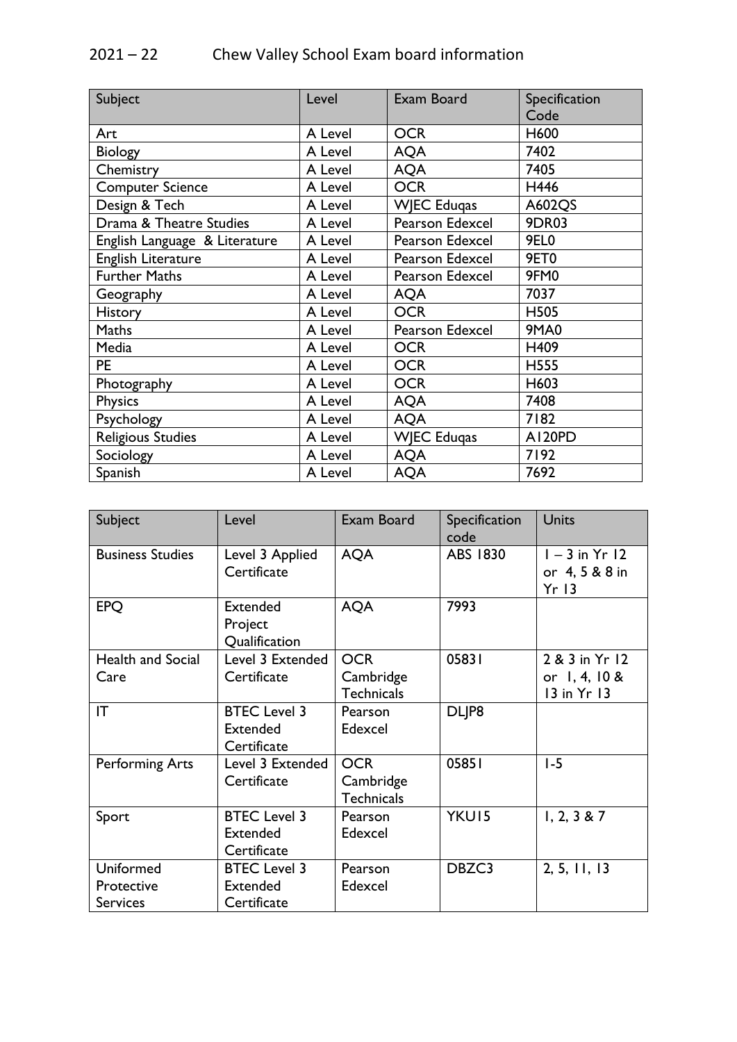# 2021 – 22 Chew Valley School Exam board information

| Subject | Level | Exam Board | Specification Code |
|---|---|---|---|
| Art | A Level | OCR | H600 |
| Biology | A Level | AQA | 7402 |
| Chemistry | A Level | AQA | 7405 |
| Computer Science | A Level | OCR | H446 |
| Design & Tech | A Level | WJEC Eduqas | A602QS |
| Drama & Theatre Studies | A Level | Pearson Edexcel | 9DR03 |
| English Language & Literature | A Level | Pearson Edexcel | 9EL0 |
| English Literature | A Level | Pearson Edexcel | 9ET0 |
| Further Maths | A Level | Pearson Edexcel | 9FM0 |
| Geography | A Level | AQA | 7037 |
| History | A Level | OCR | H505 |
| Maths | A Level | Pearson Edexcel | 9MA0 |
| Media | A Level | OCR | H409 |
| PE | A Level | OCR | H555 |
| Photography | A Level | OCR | H603 |
| Physics | A Level | AQA | 7408 |
| Psychology | A Level | AQA | 7182 |
| Religious Studies | A Level | WJEC Eduqas | A120PD |
| Sociology | A Level | AQA | 7192 |
| Spanish | A Level | AQA | 7692 |

| Subject | Level | Exam Board | Specification code | Units |
|---|---|---|---|---|
| Business Studies | Level 3 Applied Certificate | AQA | ABS 1830 | 1 – 3 in Yr 12 or 4, 5 & 8 in Yr 13 |
| EPQ | Extended Project Qualification | AQA | 7993 | |
| Health and Social Care | Level 3 Extended Certificate | OCR Cambridge Technicals | 05831 | 2 & 3 in Yr 12 or 1, 4, 10 & 13 in Yr 13 |
| IT | BTEC Level 3 Extended Certificate | Pearson Edexcel | DLJP8 | |
| Performing Arts | Level 3 Extended Certificate | OCR Cambridge Technicals | 05851 | 1-5 |
| Sport | BTEC Level 3 Extended Certificate | Pearson Edexcel | YKU15 | 1, 2, 3 & 7 |
| Uniformed Protective Services | BTEC Level 3 Extended Certificate | Pearson Edexcel | DBZC3 | 2, 5, 11, 13 |